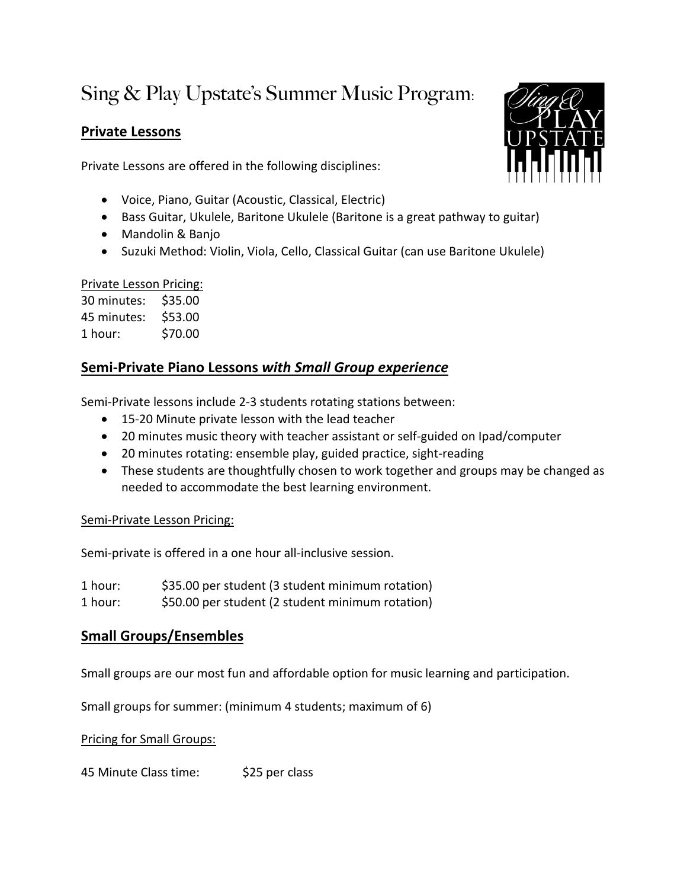# Sing & Play Upstate's Summer Music Program:

## Private Lessons

Private Lessons are offered in the following disciplines:

- Voice, Piano, Guitar (Acoustic, Classical, Electric)
- Bass Guitar, Ukulele, Baritone Ukulele (Baritone is a great pathway to guitar)
- Mandolin & Banjo
- Suzuki Method: Violin, Viola, Cello, Classical Guitar (can use Baritone Ukulele)

Private Lesson Pricing:

| | |
|---|---|
| 30 minutes: | $35.00 |
| 45 minutes: | $53.00 |
| 1 hour: | $70.00 |

## Semi-Private Piano Lessons *with Small Group experience*

Semi-Private lessons include 2-3 students rotating stations between:

- 15-20 Minute private lesson with the lead teacher
- 20 minutes music theory with teacher assistant or self-guided on Ipad/computer
- 20 minutes rotating: ensemble play, guided practice, sight-reading
- These students are thoughtfully chosen to work together and groups may be changed as needed to accommodate the best learning environment.

Semi-Private Lesson Pricing:

Semi-private is offered in a one hour all-inclusive session.

| | |
|---|---|
| 1 hour: | $35.00 per student (3 student minimum rotation) |
| 1 hour: | $50.00 per student (2 student minimum rotation) |

## Small Groups/Ensembles

Small groups are our most fun and affordable option for music learning and participation.

Small groups for summer: (minimum 4 students; maximum of 6)

Pricing for Small Groups:

45 Minute Class time: $25 per class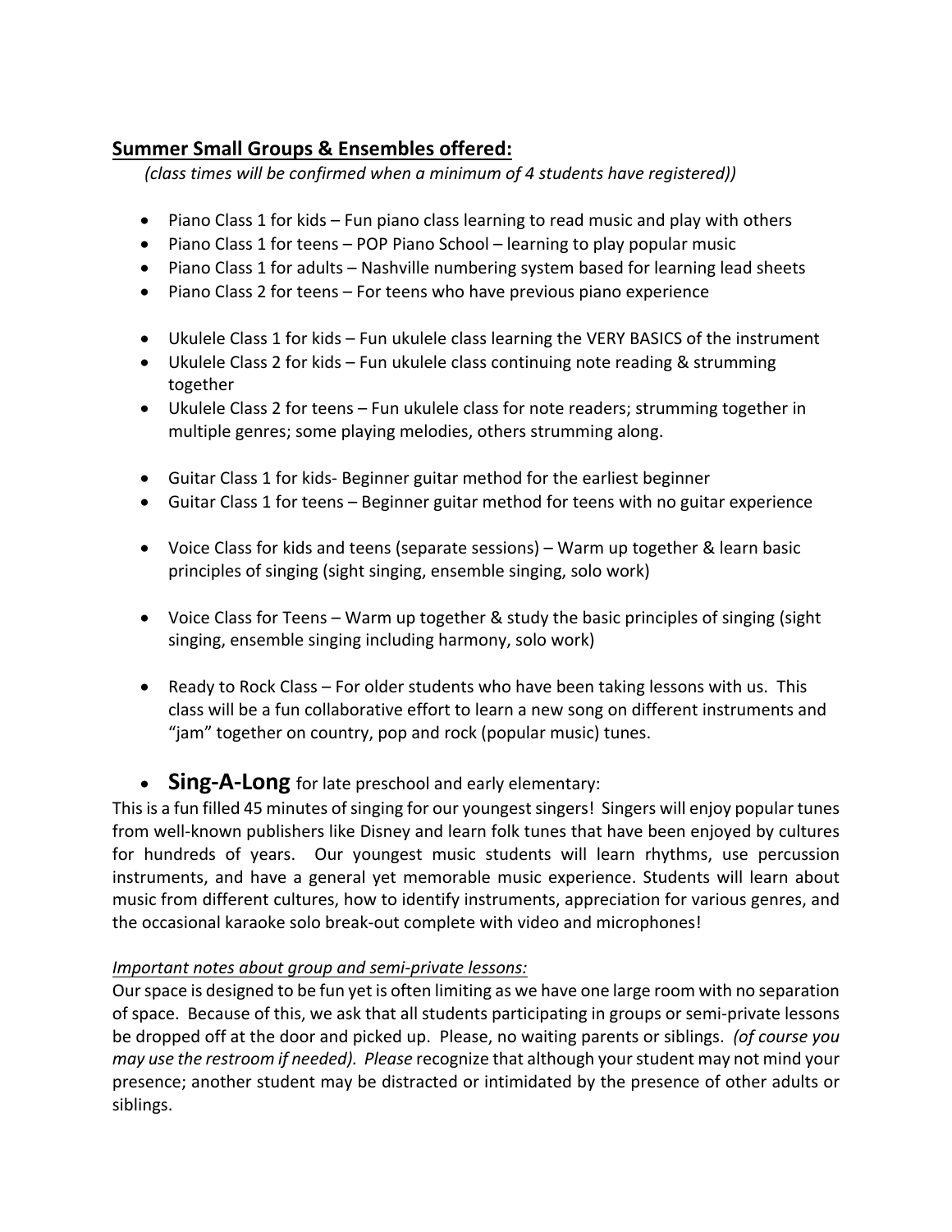## **Summary Small Groups & Ensembles offered:**

*(class times will be confirmed when a minimum of 4 students have registered))*

- Piano Class 1 for kids – Fun piano class learning to read music and play with others
- Piano Class 1 for teens – POP Piano School – learning to play popular music
- Piano Class 1 for adults – Nashville numbering system based for learning lead sheets
- Piano Class 2 for teens – For teens who have previous piano experience

- Ukulele Class 1 for kids – Fun ukulele class learning the VERY BASICS of the instrument
- Ukulele Class 2 for kids – Fun ukulele class continuing note reading & strumming together
- Ukulele Class 2 for teens – Fun ukulele class for note readers; strumming together in multiple genres; some playing melodies, others strumming along.

- Guitar Class 1 for kids- Beginner guitar method for the earliest beginner
- Guitar Class 1 for teens – Beginner guitar method for teens with no guitar experience

- Voice Class for kids and teens (separate sessions) – Warm up together & learn basic principles of singing (sight singing, ensemble singing, solo work)

- Voice Class for Teens – Warm up together & study the basic principles of singing (sight singing, ensemble singing including harmony, solo work)

- Ready to Rock Class – For older students who have been taking lessons with us. This class will be a fun collaborative effort to learn a new song on different instruments and "jam" together on country, pop and rock (popular music) tunes.

- **Sing-A-Long** for late preschool and early elementary:

This is a fun filled 45 minutes of singing for our youngest singers! Singers will enjoy popular tunes from well-known publishers like Disney and learn folk tunes that have been enjoyed by cultures for hundreds of years. Our youngest music students will learn rhythms, use percussion instruments, and have a general yet memorable music experience. Students will learn about music from different cultures, how to identify instruments, appreciation for various genres, and the occasional karaoke solo break-out complete with video and microphones!

*Important notes about group and semi-private lessons:*

Our space is designed to be fun yet is often limiting as we have one large room with no separation of space. Because of this, we ask that all students participating in groups or semi-private lessons be dropped off at the door and picked up. Please, no waiting parents or siblings. *(of course you may use the restroom if needed). Please* recognize that although your student may not mind your presence; another student may be distracted or intimidated by the presence of other adults or siblings.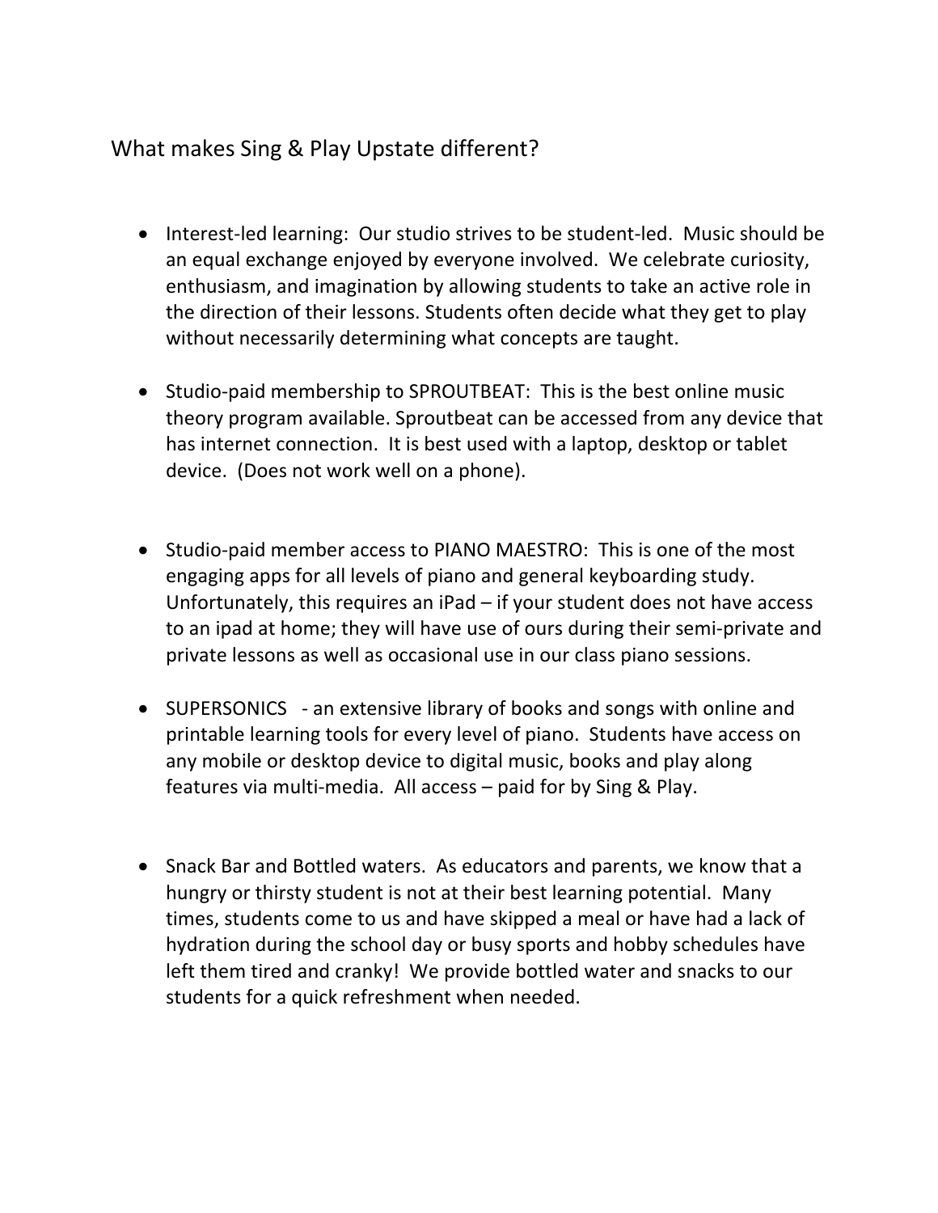## What makes Sing & Play Upstate different?

- Interest-led learning: Our studio strives to be student-led. Music should be an equal exchange enjoyed by everyone involved. We celebrate curiosity, enthusiasm, and imagination by allowing students to take an active role in the direction of their lessons. Students often decide what they get to play without necessarily determining what concepts are taught.

- Studio-paid membership to SPROUTBEAT: This is the best online music theory program available. Sproutbeat can be accessed from any device that has internet connection. It is best used with a laptop, desktop or tablet device. (Does not work well on a phone).

- Studio-paid member access to PIANO MAESTRO: This is one of the most engaging apps for all levels of piano and general keyboarding study. Unfortunately, this requires an iPad – if your student does not have access to an ipad at home; they will have use of ours during their semi-private and private lessons as well as occasional use in our class piano sessions.

- SUPERSONICS - an extensive library of books and songs with online and printable learning tools for every level of piano. Students have access on any mobile or desktop device to digital music, books and play along features via multi-media. All access – paid for by Sing & Play.

- Snack Bar and Bottled waters. As educators and parents, we know that a hungry or thirsty student is not at their best learning potential. Many times, students come to us and have skipped a meal or have had a lack of hydration during the school day or busy sports and hobby schedules have left them tired and cranky! We provide bottled water and snacks to our students for a quick refreshment when needed.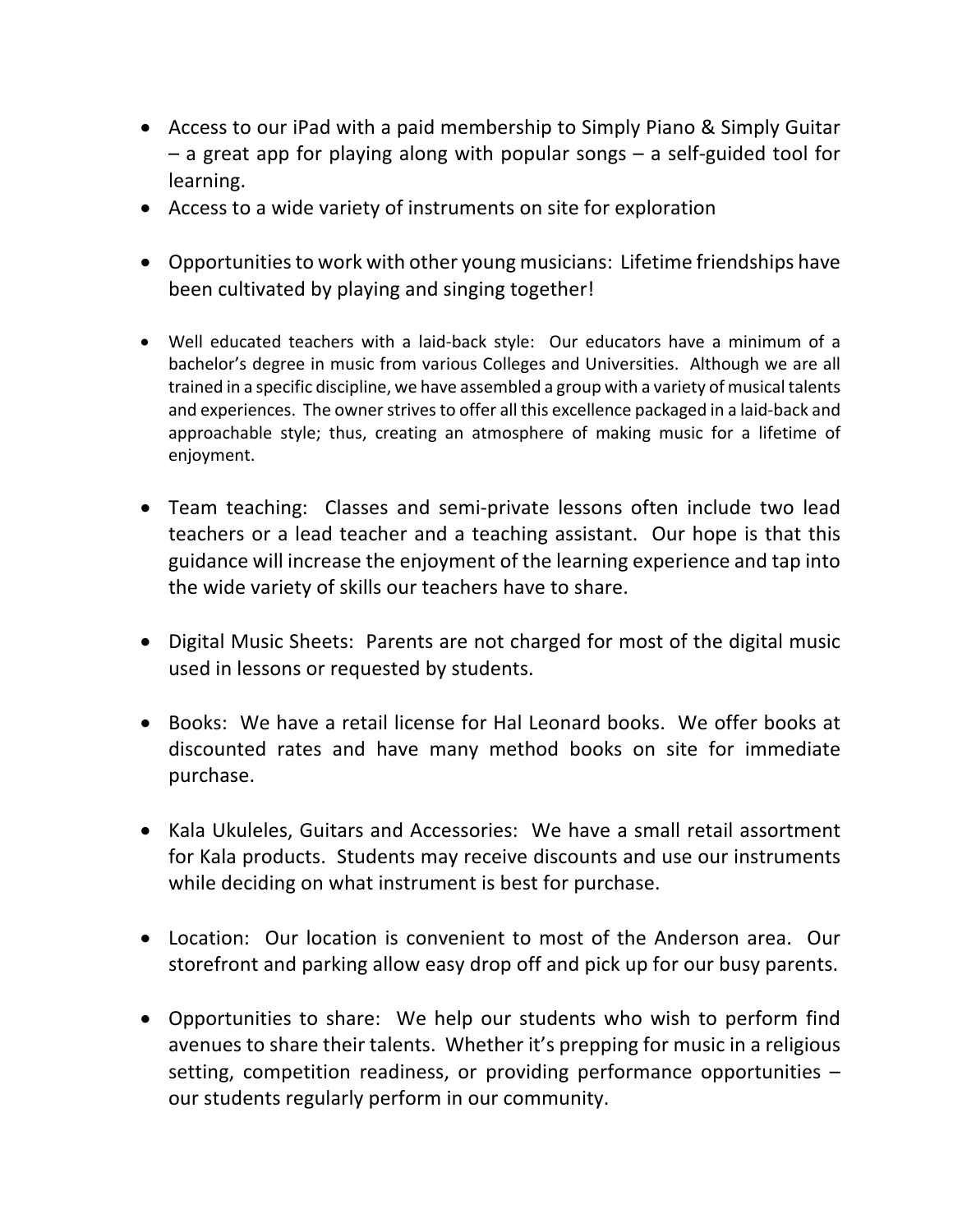- Access to our iPad with a paid membership to Simply Piano & Simply Guitar – a great app for playing along with popular songs – a self-guided tool for learning.
- Access to a wide variety of instruments on site for exploration
- Opportunities to work with other young musicians: Lifetime friendships have been cultivated by playing and singing together!
- Well educated teachers with a laid-back style: Our educators have a minimum of a bachelor's degree in music from various Colleges and Universities. Although we are all trained in a specific discipline, we have assembled a group with a variety of musical talents and experiences. The owner strives to offer all this excellence packaged in a laid-back and approachable style; thus, creating an atmosphere of making music for a lifetime of enjoyment.
- Team teaching: Classes and semi-private lessons often include two lead teachers or a lead teacher and a teaching assistant. Our hope is that this guidance will increase the enjoyment of the learning experience and tap into the wide variety of skills our teachers have to share.
- Digital Music Sheets: Parents are not charged for most of the digital music used in lessons or requested by students.
- Books: We have a retail license for Hal Leonard books. We offer books at discounted rates and have many method books on site for immediate purchase.
- Kala Ukuleles, Guitars and Accessories: We have a small retail assortment for Kala products. Students may receive discounts and use our instruments while deciding on what instrument is best for purchase.
- Location: Our location is convenient to most of the Anderson area. Our storefront and parking allow easy drop off and pick up for our busy parents.
- Opportunities to share: We help our students who wish to perform find avenues to share their talents. Whether it's prepping for music in a religious setting, competition readiness, or providing performance opportunities – our students regularly perform in our community.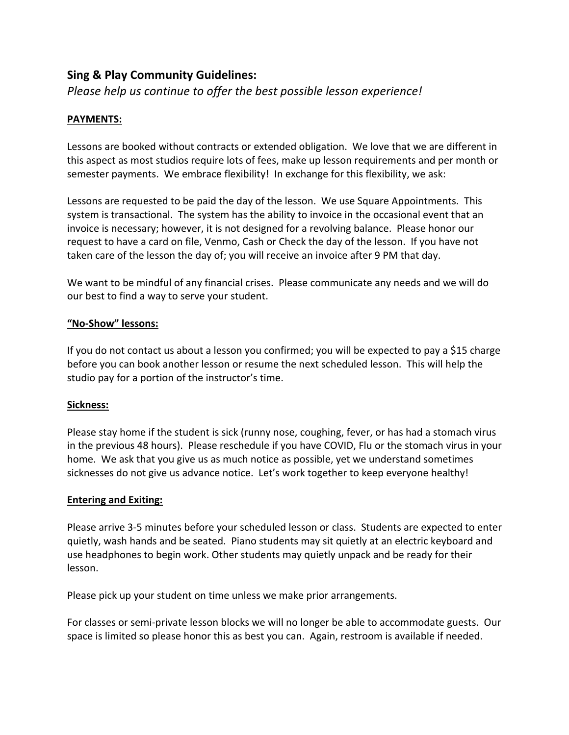## Sing & Play Community Guidelines:

*Please help us continue to offer the best possible lesson experience!*

**PAYMENTS:**

Lessons are booked without contracts or extended obligation. We love that we are different in this aspect as most studios require lots of fees, make up lesson requirements and per month or semester payments. We embrace flexibility! In exchange for this flexibility, we ask:

Lessons are requested to be paid the day of the lesson. We use Square Appointments. This system is transactional. The system has the ability to invoice in the occasional event that an invoice is necessary; however, it is not designed for a revolving balance. Please honor our request to have a card on file, Venmo, Cash or Check the day of the lesson. If you have not taken care of the lesson the day of; you will receive an invoice after 9 PM that day.

We want to be mindful of any financial crises. Please communicate any needs and we will do our best to find a way to serve your student.

**"No-Show" lessons:**

If you do not contact us about a lesson you confirmed; you will be expected to pay a $15 charge before you can book another lesson or resume the next scheduled lesson. This will help the studio pay for a portion of the instructor's time.

**Sickness:**

Please stay home if the student is sick (runny nose, coughing, fever, or has had a stomach virus in the previous 48 hours). Please reschedule if you have COVID, Flu or the stomach virus in your home. We ask that you give us as much notice as possible, yet we understand sometimes sicknesses do not give us advance notice. Let's work together to keep everyone healthy!

**Entering and Exiting:**

Please arrive 3-5 minutes before your scheduled lesson or class. Students are expected to enter quietly, wash hands and be seated. Piano students may sit quietly at an electric keyboard and use headphones to begin work. Other students may quietly unpack and be ready for their lesson.

Please pick up your student on time unless we make prior arrangements.

For classes or semi-private lesson blocks we will no longer be able to accommodate guests. Our space is limited so please honor this as best you can. Again, restroom is available if needed.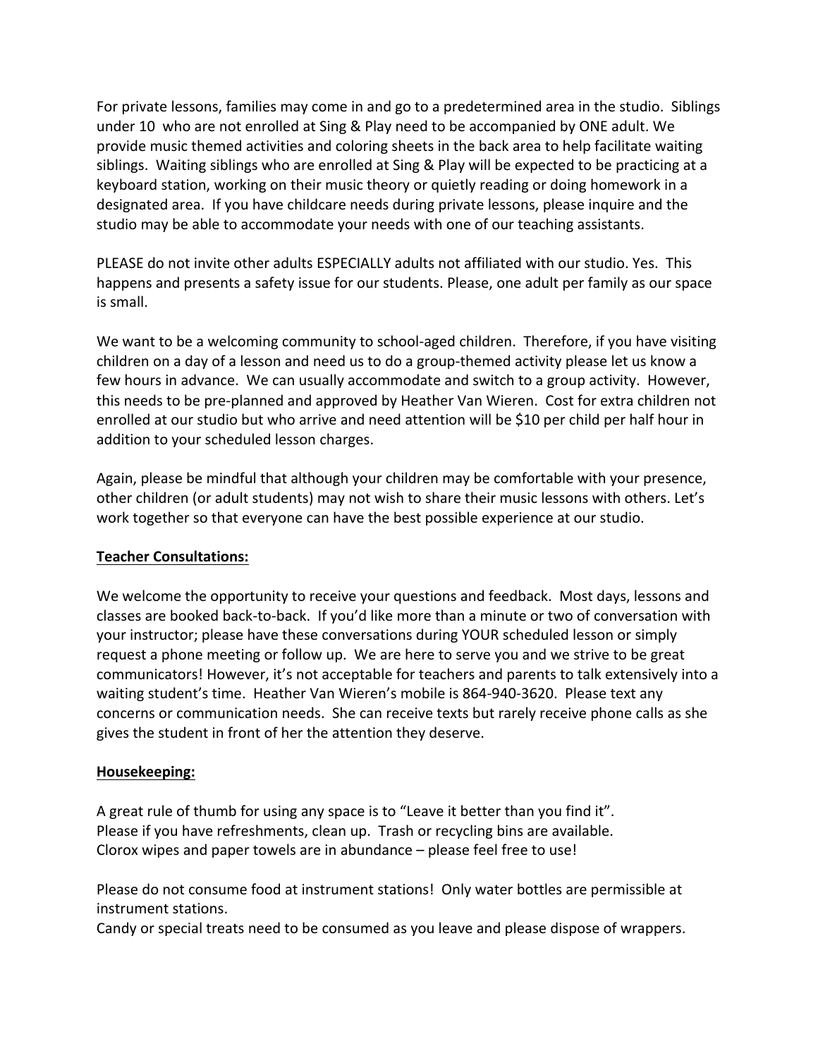For private lessons, families may come in and go to a predetermined area in the studio. Siblings under 10 who are not enrolled at Sing & Play need to be accompanied by ONE adult. We provide music themed activities and coloring sheets in the back area to help facilitate waiting siblings. Waiting siblings who are enrolled at Sing & Play will be expected to be practicing at a keyboard station, working on their music theory or quietly reading or doing homework in a designated area. If you have childcare needs during private lessons, please inquire and the studio may be able to accommodate your needs with one of our teaching assistants.

PLEASE do not invite other adults ESPECIALLY adults not affiliated with our studio. Yes. This happens and presents a safety issue for our students. Please, one adult per family as our space is small.

We want to be a welcoming community to school-aged children. Therefore, if you have visiting children on a day of a lesson and need us to do a group-themed activity please let us know a few hours in advance. We can usually accommodate and switch to a group activity. However, this needs to be pre-planned and approved by Heather Van Wieren. Cost for extra children not enrolled at our studio but who arrive and need attention will be $10 per child per half hour in addition to your scheduled lesson charges.

Again, please be mindful that although your children may be comfortable with your presence, other children (or adult students) may not wish to share their music lessons with others. Let's work together so that everyone can have the best possible experience at our studio.

**Teacher Consultations:**

We welcome the opportunity to receive your questions and feedback. Most days, lessons and classes are booked back-to-back. If you'd like more than a minute or two of conversation with your instructor; please have these conversations during YOUR scheduled lesson or simply request a phone meeting or follow up. We are here to serve you and we strive to be great communicators! However, it's not acceptable for teachers and parents to talk extensively into a waiting student's time. Heather Van Wieren's mobile is 864-940-3620. Please text any concerns or communication needs. She can receive texts but rarely receive phone calls as she gives the student in front of her the attention they deserve.

**Housekeeping:**

A great rule of thumb for using any space is to "Leave it better than you find it".
Please if you have refreshments, clean up. Trash or recycling bins are available.
Clorox wipes and paper towels are in abundance – please feel free to use!

Please do not consume food at instrument stations! Only water bottles are permissible at instrument stations.
Candy or special treats need to be consumed as you leave and please dispose of wrappers.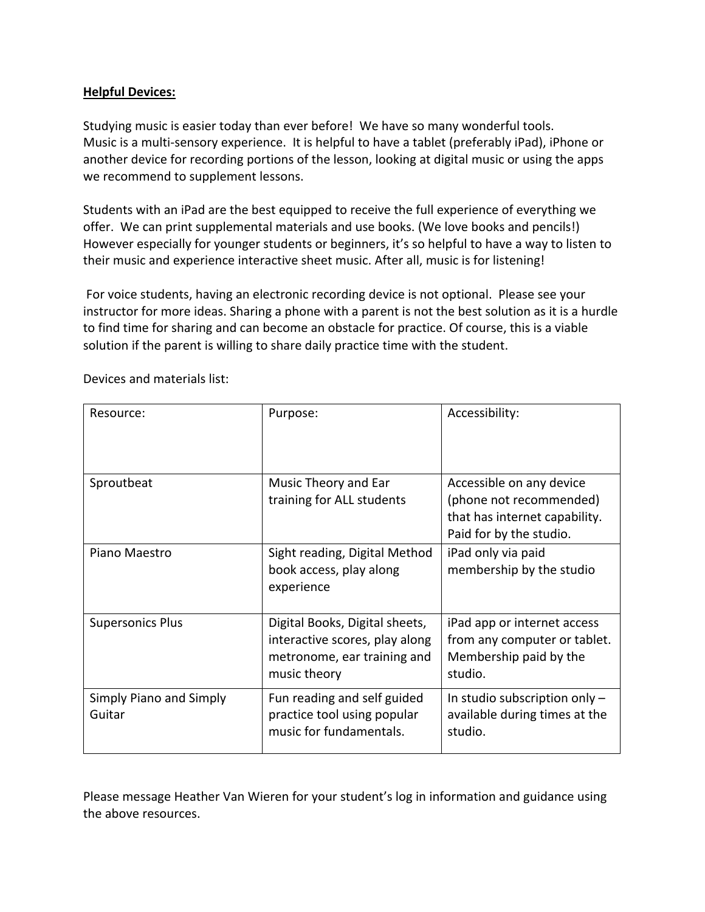**Helpful Devices:**

Studying music is easier today than ever before! We have so many wonderful tools. Music is a multi-sensory experience. It is helpful to have a tablet (preferably iPad), iPhone or another device for recording portions of the lesson, looking at digital music or using the apps we recommend to supplement lessons.

Students with an iPad are the best equipped to receive the full experience of everything we offer. We can print supplemental materials and use books. (We love books and pencils!) However especially for younger students or beginners, it's so helpful to have a way to listen to their music and experience interactive sheet music. After all, music is for listening!

For voice students, having an electronic recording device is not optional. Please see your instructor for more ideas. Sharing a phone with a parent is not the best solution as it is a hurdle to find time for sharing and can become an obstacle for practice. Of course, this is a viable solution if the parent is willing to share daily practice time with the student.

Devices and materials list:

| Resource: | Purpose: | Accessibility: |
|---|---|---|
| Sproutbeat | Music Theory and Ear training for ALL students | Accessible on any device (phone not recommended) that has internet capability. Paid for by the studio. |
| Piano Maestro | Sight reading, Digital Method book access, play along experience | iPad only via paid membership by the studio |
| Supersonics Plus | Digital Books, Digital sheets, interactive scores, play along metronome, ear training and music theory | iPad app or internet access from any computer or tablet. Membership paid by the studio. |
| Simply Piano and Simply Guitar | Fun reading and self guided practice tool using popular music for fundamentals. | In studio subscription only – available during times at the studio. |

Please message Heather Van Wieren for your student's log in information and guidance using the above resources.